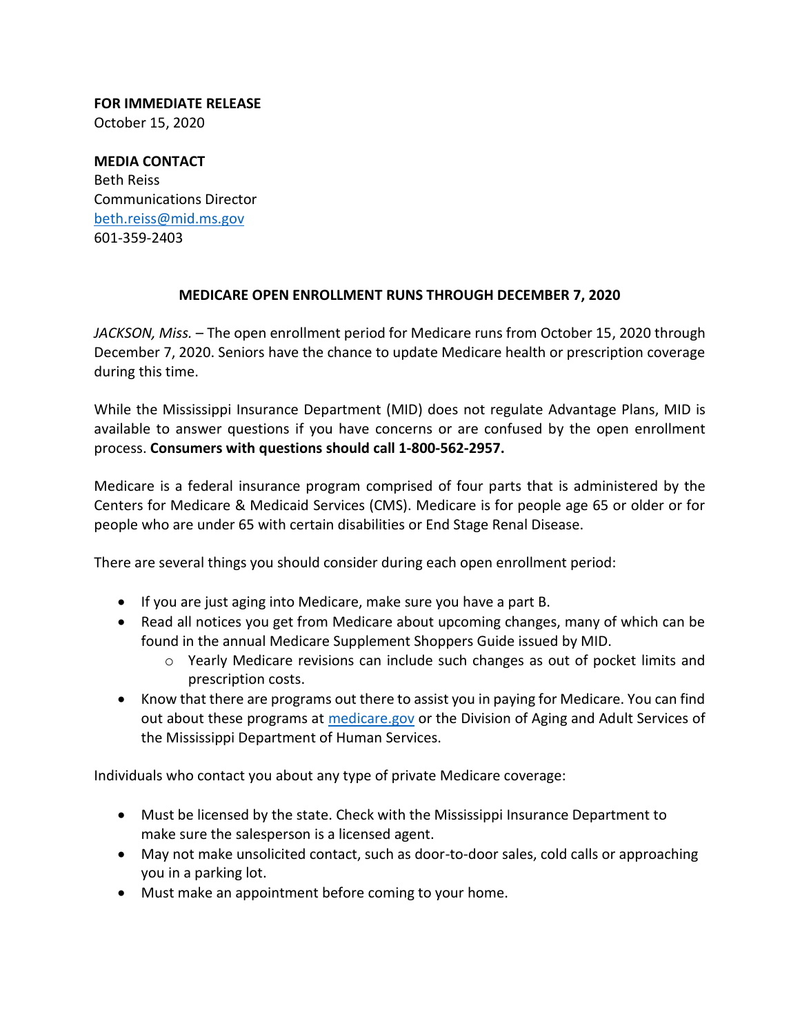**FOR IMMEDIATE RELEASE**
October 15, 2020

**MEDIA CONTACT**
Beth Reiss
Communications Director
beth.reiss@mid.ms.gov
601-359-2403

## MEDICARE OPEN ENROLLMENT RUNS THROUGH DECEMBER 7, 2020

*JACKSON, Miss.* – The open enrollment period for Medicare runs from October 15, 2020 through December 7, 2020. Seniors have the chance to update Medicare health or prescription coverage during this time.

While the Mississippi Insurance Department (MID) does not regulate Advantage Plans, MID is available to answer questions if you have concerns or are confused by the open enrollment process. **Consumers with questions should call 1-800-562-2957.**

Medicare is a federal insurance program comprised of four parts that is administered by the Centers for Medicare & Medicaid Services (CMS). Medicare is for people age 65 or older or for people who are under 65 with certain disabilities or End Stage Renal Disease.

There are several things you should consider during each open enrollment period:

- If you are just aging into Medicare, make sure you have a part B.
- Read all notices you get from Medicare about upcoming changes, many of which can be found in the annual Medicare Supplement Shoppers Guide issued by MID.
  - Yearly Medicare revisions can include such changes as out of pocket limits and prescription costs.
- Know that there are programs out there to assist you in paying for Medicare. You can find out about these programs at medicare.gov or the Division of Aging and Adult Services of the Mississippi Department of Human Services.

Individuals who contact you about any type of private Medicare coverage:

- Must be licensed by the state. Check with the Mississippi Insurance Department to make sure the salesperson is a licensed agent.
- May not make unsolicited contact, such as door-to-door sales, cold calls or approaching you in a parking lot.
- Must make an appointment before coming to your home.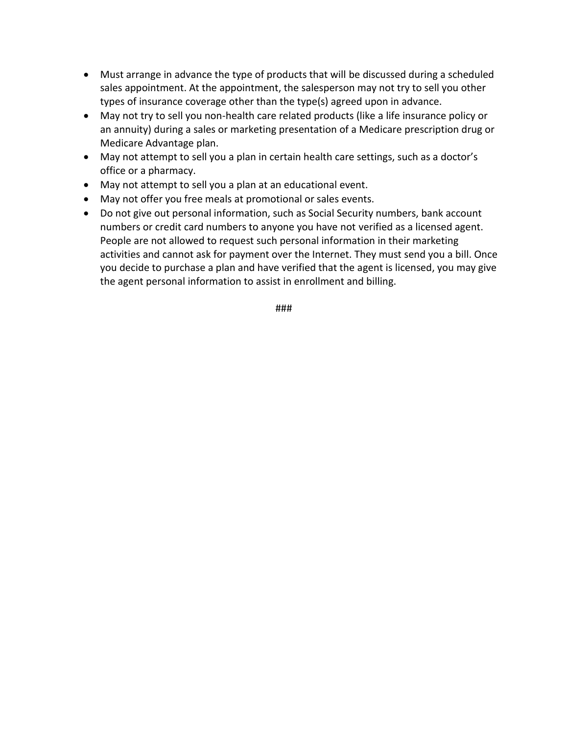- Must arrange in advance the type of products that will be discussed during a scheduled sales appointment. At the appointment, the salesperson may not try to sell you other types of insurance coverage other than the type(s) agreed upon in advance.
- May not try to sell you non-health care related products (like a life insurance policy or an annuity) during a sales or marketing presentation of a Medicare prescription drug or Medicare Advantage plan.
- May not attempt to sell you a plan in certain health care settings, such as a doctor's office or a pharmacy.
- May not attempt to sell you a plan at an educational event.
- May not offer you free meals at promotional or sales events.
- Do not give out personal information, such as Social Security numbers, bank account numbers or credit card numbers to anyone you have not verified as a licensed agent. People are not allowed to request such personal information in their marketing activities and cannot ask for payment over the Internet. They must send you a bill. Once you decide to purchase a plan and have verified that the agent is licensed, you may give the agent personal information to assist in enrollment and billing.

###